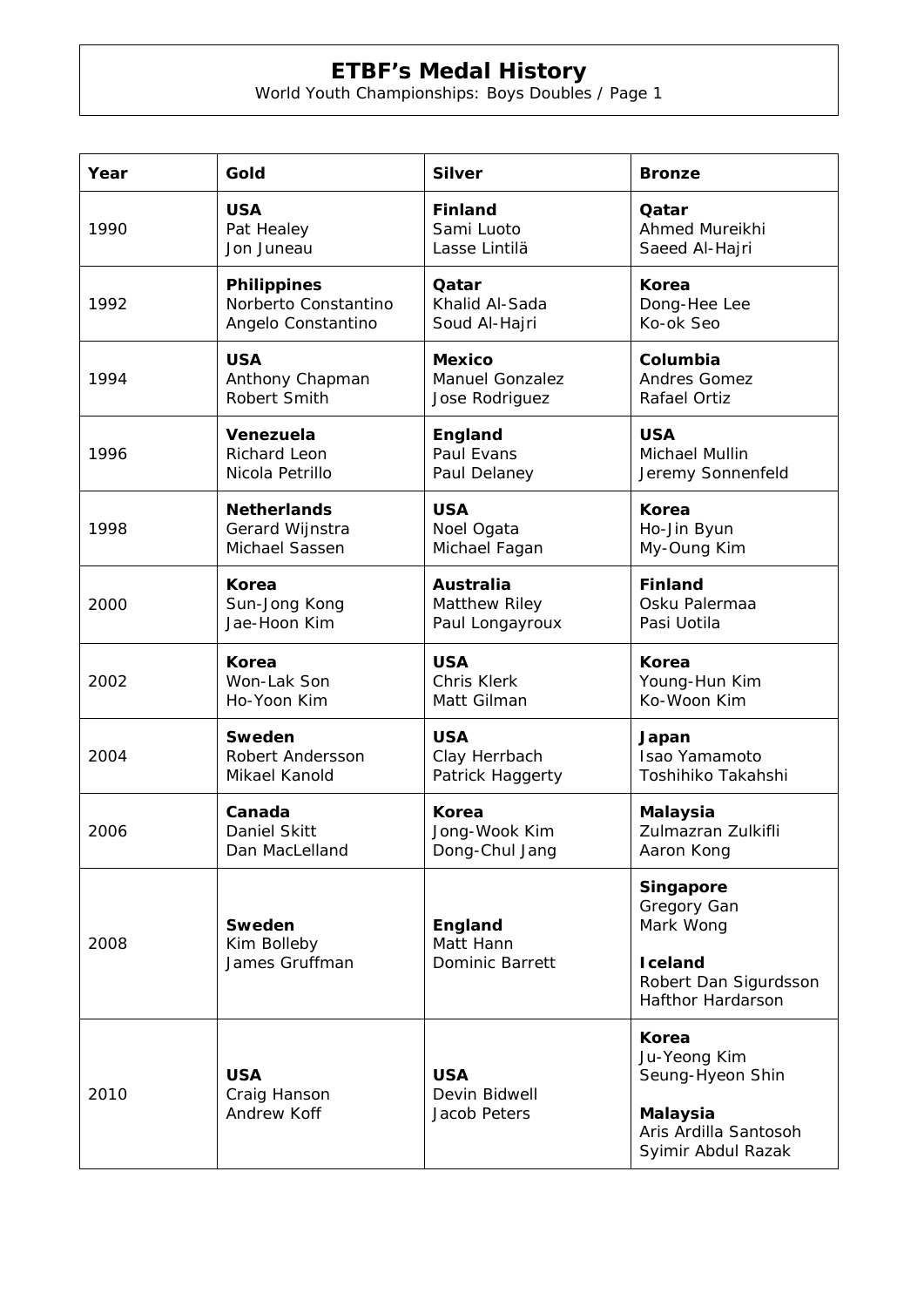# ETBF's Medal History

World Youth Championships: Boys Doubles / Page 1

| Year | Gold | Silver | Bronze |
|---|---|---|---|
| 1990 | **USA**<br>Pat Healey<br>Jon Juneau | **Finland**<br>Sami Luoto<br>Lasse Lintilä | **Qatar**<br>Ahmed Mureikhi<br>Saeed Al-Hajri |
| 1992 | **Philippines**<br>Norberto Constantino<br>Angelo Constantino | **Qatar**<br>Khalid Al-Sada<br>Soud Al-Hajri | **Korea**<br>Dong-Hee Lee<br>Ko-ok Seo |
| 1994 | **USA**<br>Anthony Chapman<br>Robert Smith | **Mexico**<br>Manuel Gonzalez<br>Jose Rodriguez | **Columbia**<br>Andres Gomez<br>Rafael Ortiz |
| 1996 | **Venezuela**<br>Richard Leon<br>Nicola Petrillo | **England**<br>Paul Evans<br>Paul Delaney | **USA**<br>Michael Mullin<br>Jeremy Sonnenfeld |
| 1998 | **Netherlands**<br>Gerard Wijnstra<br>Michael Sassen | **USA**<br>Noel Ogata<br>Michael Fagan | **Korea**<br>Ho-Jin Byun<br>My-Oung Kim |
| 2000 | **Korea**<br>Sun-Jong Kong<br>Jae-Hoon Kim | **Australia**<br>Matthew Riley<br>Paul Longayroux | **Finland**<br>Osku Palermaa<br>Pasi Uotila |
| 2002 | **Korea**<br>Won-Lak Son<br>Ho-Yoon Kim | **USA**<br>Chris Klerk<br>Matt Gilman | **Korea**<br>Young-Hun Kim<br>Ko-Woon Kim |
| 2004 | **Sweden**<br>Robert Andersson<br>Mikael Kanold | **USA**<br>Clay Herrbach<br>Patrick Haggerty | **Japan**<br>Isao Yamamoto<br>Toshihiko Takahshi |
| 2006 | **Canada**<br>Daniel Skitt<br>Dan MacLelland | **Korea**<br>Jong-Wook Kim<br>Dong-Chul Jang | **Malaysia**<br>Zulmazran Zulkifli<br>Aaron Kong |
| 2008 | **Sweden**<br>Kim Bolleby<br>James Gruffman | **England**<br>Matt Hann<br>Dominic Barrett | **Singapore**<br>Gregory Gan<br>Mark Wong<br><br>**Iceland**<br>Robert Dan Sigurdsson<br>Hafthor Hardarson |
| 2010 | **USA**<br>Craig Hanson<br>Andrew Koff | **USA**<br>Devin Bidwell<br>Jacob Peters | **Korea**<br>Ju-Yeong Kim<br>Seung-Hyeon Shin<br><br>**Malaysia**<br>Aris Ardilla Santosoh<br>Syimir Abdul Razak |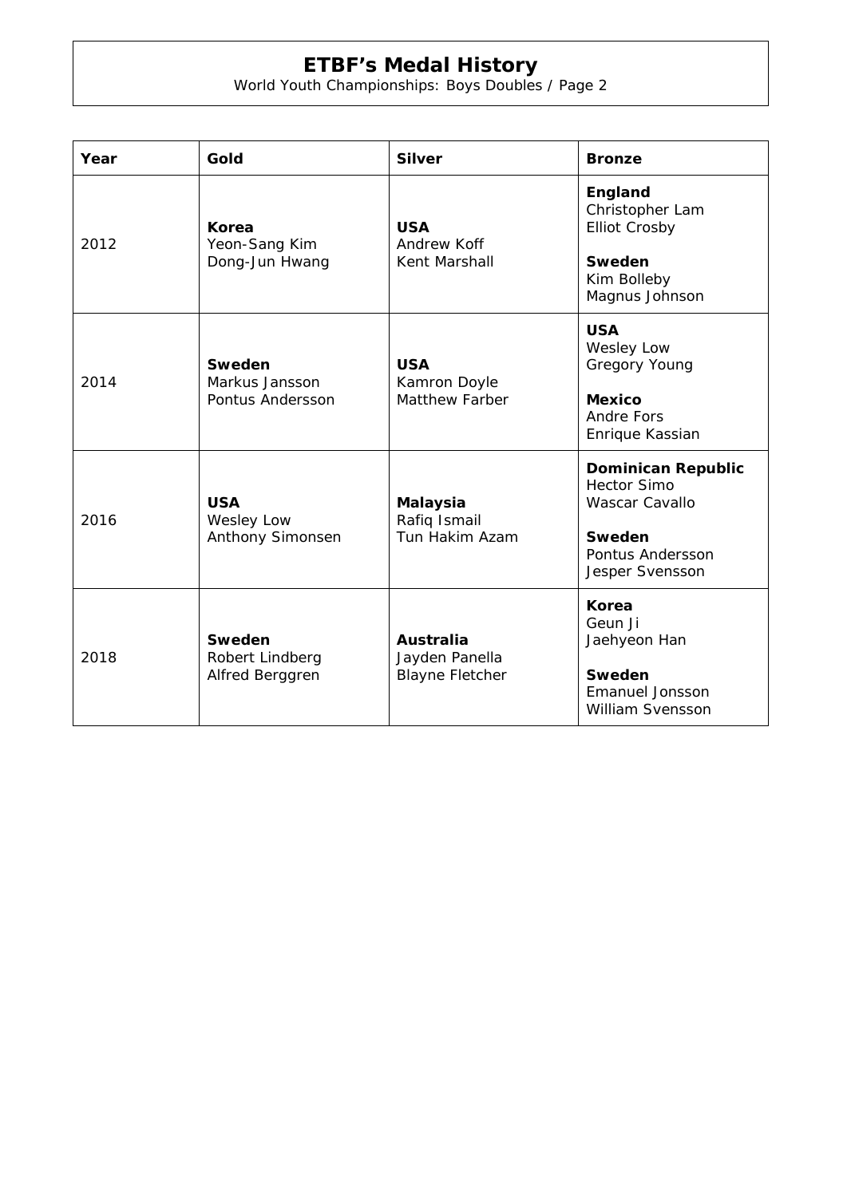# ETBF's Medal History

World Youth Championships: Boys Doubles / Page 2

| Year | Gold | Silver | Bronze |
|---|---|---|---|
| 2012 | **Korea**<br>Yeon-Sang Kim<br>Dong-Jun Hwang | **USA**<br>Andrew Koff<br>Kent Marshall | **England**<br>Christopher Lam<br>Elliot Crosby<br><br>**Sweden**<br>Kim Bolleby<br>Magnus Johnson |
| 2014 | **Sweden**<br>Markus Jansson<br>Pontus Andersson | **USA**<br>Kamron Doyle<br>Matthew Farber | **USA**<br>Wesley Low<br>Gregory Young<br><br>**Mexico**<br>Andre Fors<br>Enrique Kassian |
| 2016 | **USA**<br>Wesley Low<br>Anthony Simonsen | **Malaysia**<br>Rafiq Ismail<br>Tun Hakim Azam | **Dominican Republic**<br>Hector Simo<br>Wascar Cavallo<br><br>**Sweden**<br>Pontus Andersson<br>Jesper Svensson |
| 2018 | **Sweden**<br>Robert Lindberg<br>Alfred Berggren | **Australia**<br>Jayden Panella<br>Blayne Fletcher | **Korea**<br>Geun Ji<br>Jaehyeon Han<br><br>**Sweden**<br>Emanuel Jonsson<br>William Svensson |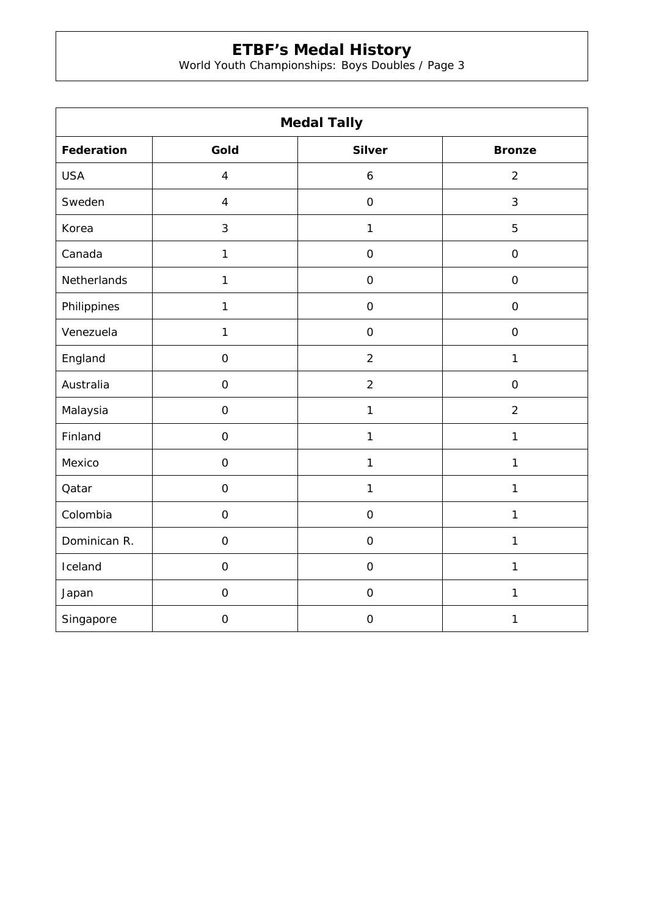# ETBF's Medal History

World Youth Championships: Boys Doubles / Page 3

| Medal Tally | | | |
| --- | --- | --- | --- |
| **Federation** | **Gold** | **Silver** | **Bronze** |
| USA | 4 | 6 | 2 |
| Sweden | 4 | 0 | 3 |
| Korea | 3 | 1 | 5 |
| Canada | 1 | 0 | 0 |
| Netherlands | 1 | 0 | 0 |
| Philippines | 1 | 0 | 0 |
| Venezuela | 1 | 0 | 0 |
| England | 0 | 2 | 1 |
| Australia | 0 | 2 | 0 |
| Malaysia | 0 | 1 | 2 |
| Finland | 0 | 1 | 1 |
| Mexico | 0 | 1 | 1 |
| Qatar | 0 | 1 | 1 |
| Colombia | 0 | 0 | 1 |
| Dominican R. | 0 | 0 | 1 |
| Iceland | 0 | 0 | 1 |
| Japan | 0 | 0 | 1 |
| Singapore | 0 | 0 | 1 |